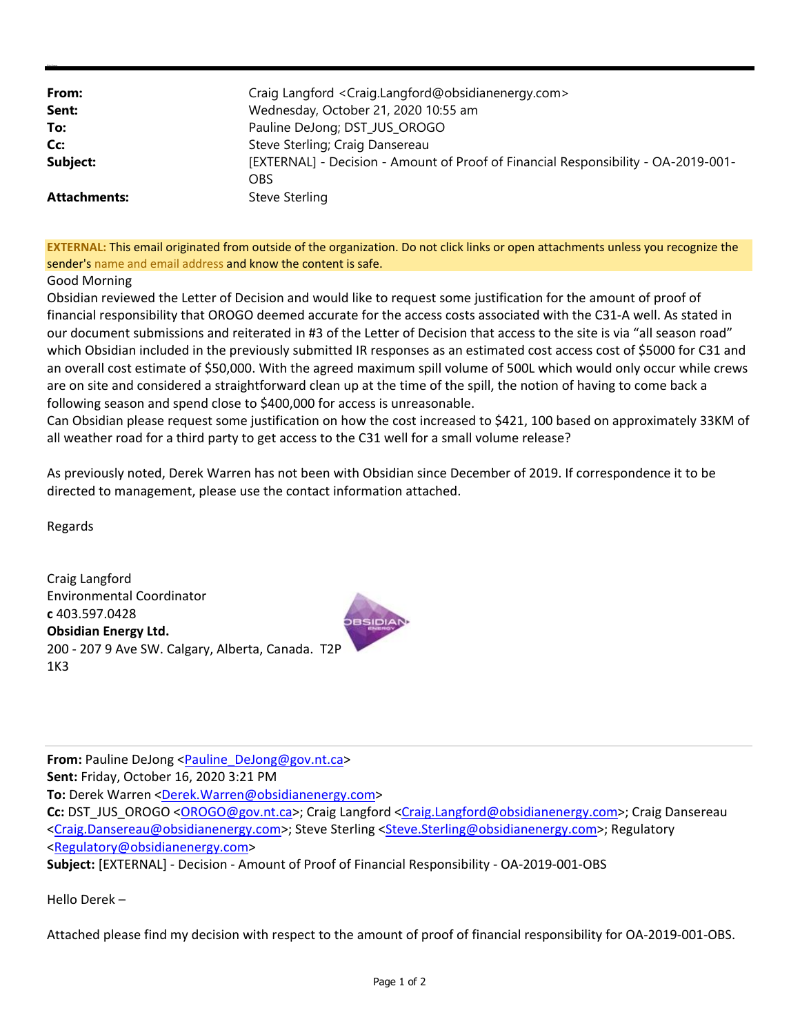| | |
|---|---|
| **From:** | Craig Langford <Craig.Langford@obsidianenergy.com> |
| **Sent:** | Wednesday, October 21, 2020 10:55 am |
| **To:** | Pauline DeJong; DST_JUS_OROGO |
| **Cc:** | Steve Sterling; Craig Dansereau |
| **Subject:** | [EXTERNAL] - Decision - Amount of Proof of Financial Responsibility - OA-2019-001-OBS |
| **Attachments:** | Steve Sterling |

**EXTERNAL:** This email originated from outside of the organization. Do not click links or open attachments unless you recognize the sender's name and email address and know the content is safe.

Good Morning

Obsidian reviewed the Letter of Decision and would like to request some justification for the amount of proof of financial responsibility that OROGO deemed accurate for the access costs associated with the C31-A well. As stated in our document submissions and reiterated in #3 of the Letter of Decision that access to the site is via "all season road" which Obsidian included in the previously submitted IR responses as an estimated cost access cost of $5000 for C31 and an overall cost estimate of $50,000. With the agreed maximum spill volume of 500L which would only occur while crews are on site and considered a straightforward clean up at the time of the spill, the notion of having to come back a following season and spend close to $400,000 for access is unreasonable.

Can Obsidian please request some justification on how the cost increased to $421, 100 based on approximately 33KM of all weather road for a third party to get access to the C31 well for a small volume release?

As previously noted, Derek Warren has not been with Obsidian since December of 2019. If correspondence it to be directed to management, please use the contact information attached.

Regards

Craig Langford
Environmental Coordinator
**c** 403.597.0428
**Obsidian Energy Ltd.**
200 - 207 9 Ave SW. Calgary, Alberta, Canada. T2P 1K3

---

**From:** Pauline DeJong <Pauline_DeJong@gov.nt.ca>
**Sent:** Friday, October 16, 2020 3:21 PM
**To:** Derek Warren <Derek.Warren@obsidianenergy.com>
**Cc:** DST_JUS_OROGO <OROGO@gov.nt.ca>; Craig Langford <Craig.Langford@obsidianenergy.com>; Craig Dansereau <Craig.Dansereau@obsidianenergy.com>; Steve Sterling <Steve.Sterling@obsidianenergy.com>; Regulatory <Regulatory@obsidianenergy.com>
**Subject:** [EXTERNAL] - Decision - Amount of Proof of Financial Responsibility - OA-2019-001-OBS

Hello Derek –

Attached please find my decision with respect to the amount of proof of financial responsibility for OA-2019-001-OBS.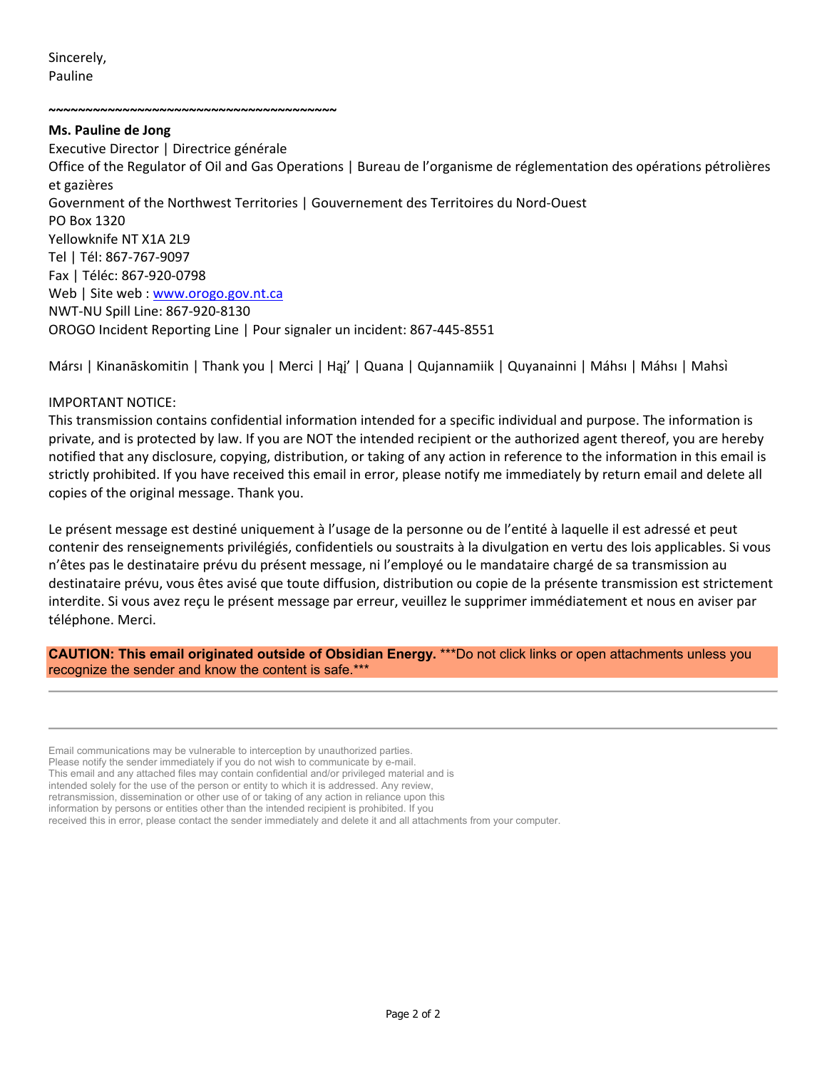Sincerely,
Pauline

~~~~~~~~~~~~~~~~~~~~~~~~~~~~~~~~~~~~~~~~

**Ms. Pauline de Jong**
Executive Director | Directrice générale
Office of the Regulator of Oil and Gas Operations | Bureau de l'organisme de réglementation des opérations pétrolières et gazières
Government of the Northwest Territories | Gouvernement des Territoires du Nord-Ouest
PO Box 1320
Yellowknife NT X1A 2L9
Tel | Tél: 867-767-9097
Fax | Téléc: 867-920-0798
Web | Site web : www.orogo.gov.nt.ca
NWT-NU Spill Line: 867-920-8130
OROGO Incident Reporting Line | Pour signaler un incident: 867-445-8551

Mársı | Kinanāskomitin | Thank you | Merci | Hąį' | Quana | Qujannamiik | Quyanainni | Máhsı | Máhsı | Mahsì

IMPORTANT NOTICE:
This transmission contains confidential information intended for a specific individual and purpose. The information is private, and is protected by law. If you are NOT the intended recipient or the authorized agent thereof, you are hereby notified that any disclosure, copying, distribution, or taking of any action in reference to the information in this email is strictly prohibited. If you have received this email in error, please notify me immediately by return email and delete all copies of the original message. Thank you.

Le présent message est destiné uniquement à l'usage de la personne ou de l'entité à laquelle il est adressé et peut contenir des renseignements privilégiés, confidentiels ou soustraits à la divulgation en vertu des lois applicables. Si vous n'êtes pas le destinataire prévu du présent message, ni l'employé ou le mandataire chargé de sa transmission au destinataire prévu, vous êtes avisé que toute diffusion, distribution ou copie de la présente transmission est strictement interdite. Si vous avez reçu le présent message par erreur, veuillez le supprimer immédiatement et nous en aviser par téléphone. Merci.

**CAUTION: This email originated outside of Obsidian Energy.** ***Do not click links or open attachments unless you recognize the sender and know the content is safe.***

---

Email communications may be vulnerable to interception by unauthorized parties.
Please notify the sender immediately if you do not wish to communicate by e-mail.
This email and any attached files may contain confidential and/or privileged material and is intended solely for the use of the person or entity to which it is addressed. Any review, retransmission, dissemination or other use of or taking of any action in reliance upon this information by persons or entities other than the intended recipient is prohibited. If you received this in error, please contact the sender immediately and delete it and all attachments from your computer.